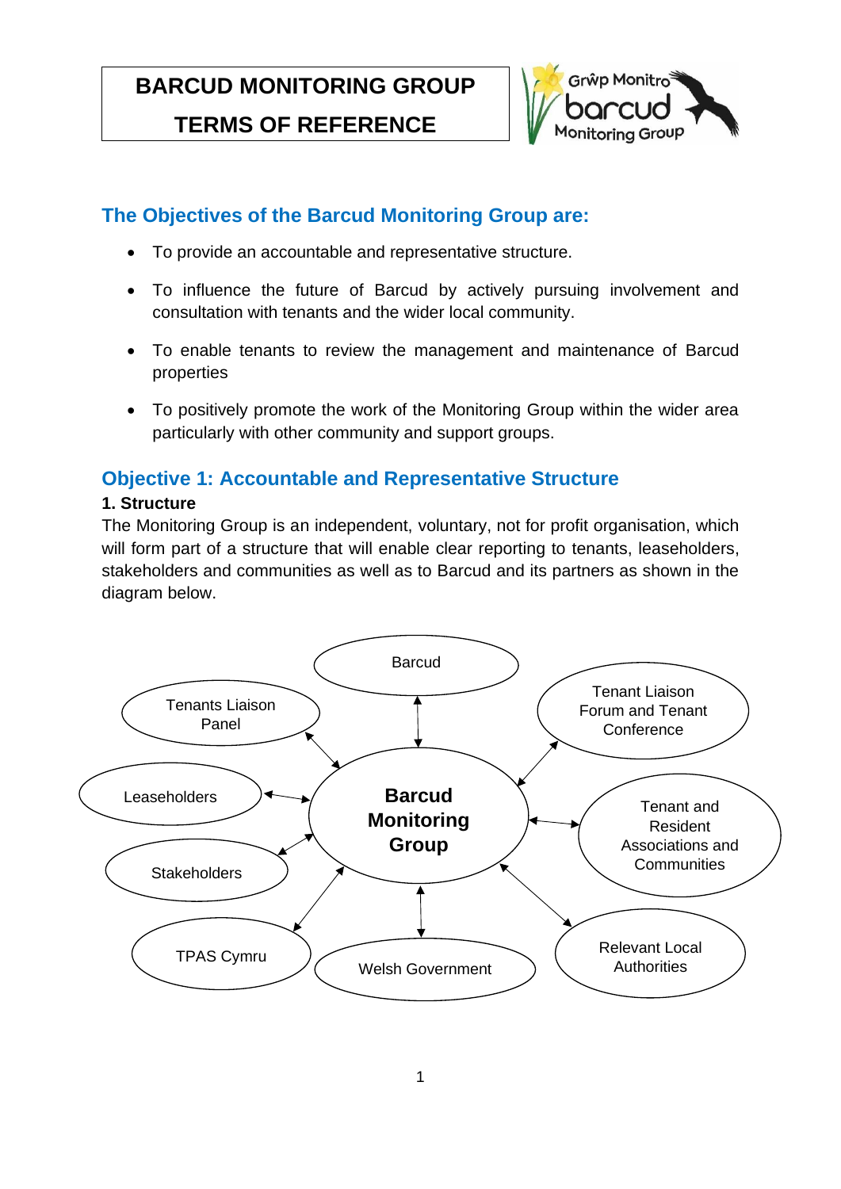# BARCUD MONITORING GROUP
# TERMS OF REFERENCE

## The Objectives of the Barcud Monitoring Group are:

- To provide an accountable and representative structure.
- To influence the future of Barcud by actively pursuing involvement and consultation with tenants and the wider local community.
- To enable tenants to review the management and maintenance of Barcud properties
- To positively promote the work of the Monitoring Group within the wider area particularly with other community and support groups.

## Objective 1: Accountable and Representative Structure

**1. Structure**

The Monitoring Group is an independent, voluntary, not for profit organisation, which will form part of a structure that will enable clear reporting to tenants, leaseholders, stakeholders and communities as well as to Barcud and its partners as shown in the diagram below.

**Barcud Monitoring Group** ↔ Barcud

**Barcud Monitoring Group** ↔ Tenants Liaison Panel

**Barcud Monitoring Group** ↔ Tenant Liaison Forum and Tenant Conference

**Barcud Monitoring Group** ↔ Leaseholders

**Barcud Monitoring Group** ↔ Tenant and Resident Associations and Communities

**Barcud Monitoring Group** ↔ Stakeholders

**Barcud Monitoring Group** ↔ TPAS Cymru

**Barcud Monitoring Group** ↔ Welsh Government

**Barcud Monitoring Group** ↔ Relevant Local Authorities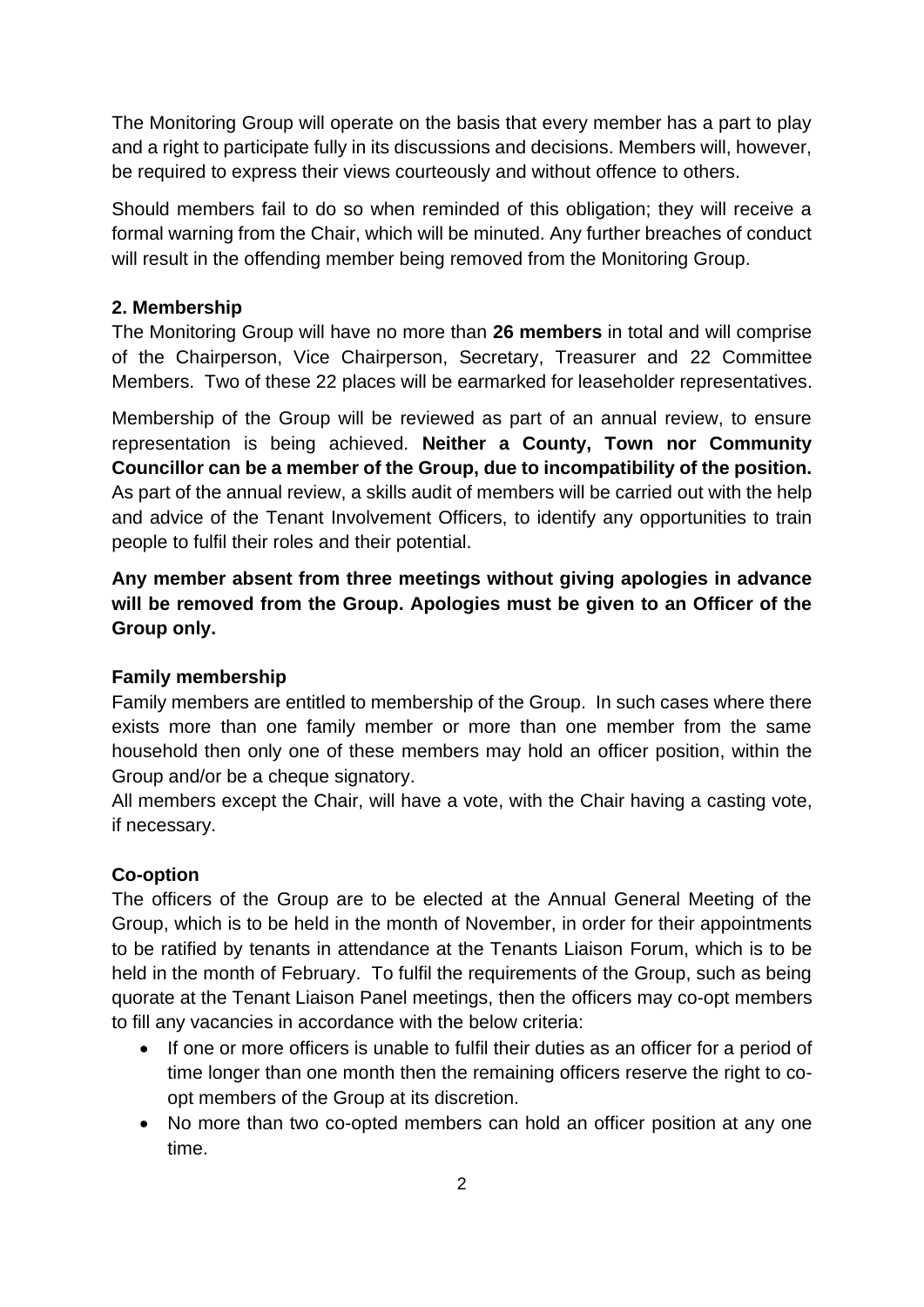The Monitoring Group will operate on the basis that every member has a part to play and a right to participate fully in its discussions and decisions. Members will, however, be required to express their views courteously and without offence to others.

Should members fail to do so when reminded of this obligation; they will receive a formal warning from the Chair, which will be minuted. Any further breaches of conduct will result in the offending member being removed from the Monitoring Group.

### 2. Membership

The Monitoring Group will have no more than **26 members** in total and will comprise of the Chairperson, Vice Chairperson, Secretary, Treasurer and 22 Committee Members. Two of these 22 places will be earmarked for leaseholder representatives.

Membership of the Group will be reviewed as part of an annual review, to ensure representation is being achieved. **Neither a County, Town nor Community Councillor can be a member of the Group, due to incompatibility of the position.** As part of the annual review, a skills audit of members will be carried out with the help and advice of the Tenant Involvement Officers, to identify any opportunities to train people to fulfil their roles and their potential.

**Any member absent from three meetings without giving apologies in advance will be removed from the Group. Apologies must be given to an Officer of the Group only.**

### Family membership

Family members are entitled to membership of the Group. In such cases where there exists more than one family member or more than one member from the same household then only one of these members may hold an officer position, within the Group and/or be a cheque signatory.

All members except the Chair, will have a vote, with the Chair having a casting vote, if necessary.

### Co-option

The officers of the Group are to be elected at the Annual General Meeting of the Group, which is to be held in the month of November, in order for their appointments to be ratified by tenants in attendance at the Tenants Liaison Forum, which is to be held in the month of February. To fulfil the requirements of the Group, such as being quorate at the Tenant Liaison Panel meetings, then the officers may co-opt members to fill any vacancies in accordance with the below criteria:

- If one or more officers is unable to fulfil their duties as an officer for a period of time longer than one month then the remaining officers reserve the right to co-opt members of the Group at its discretion.
- No more than two co-opted members can hold an officer position at any one time.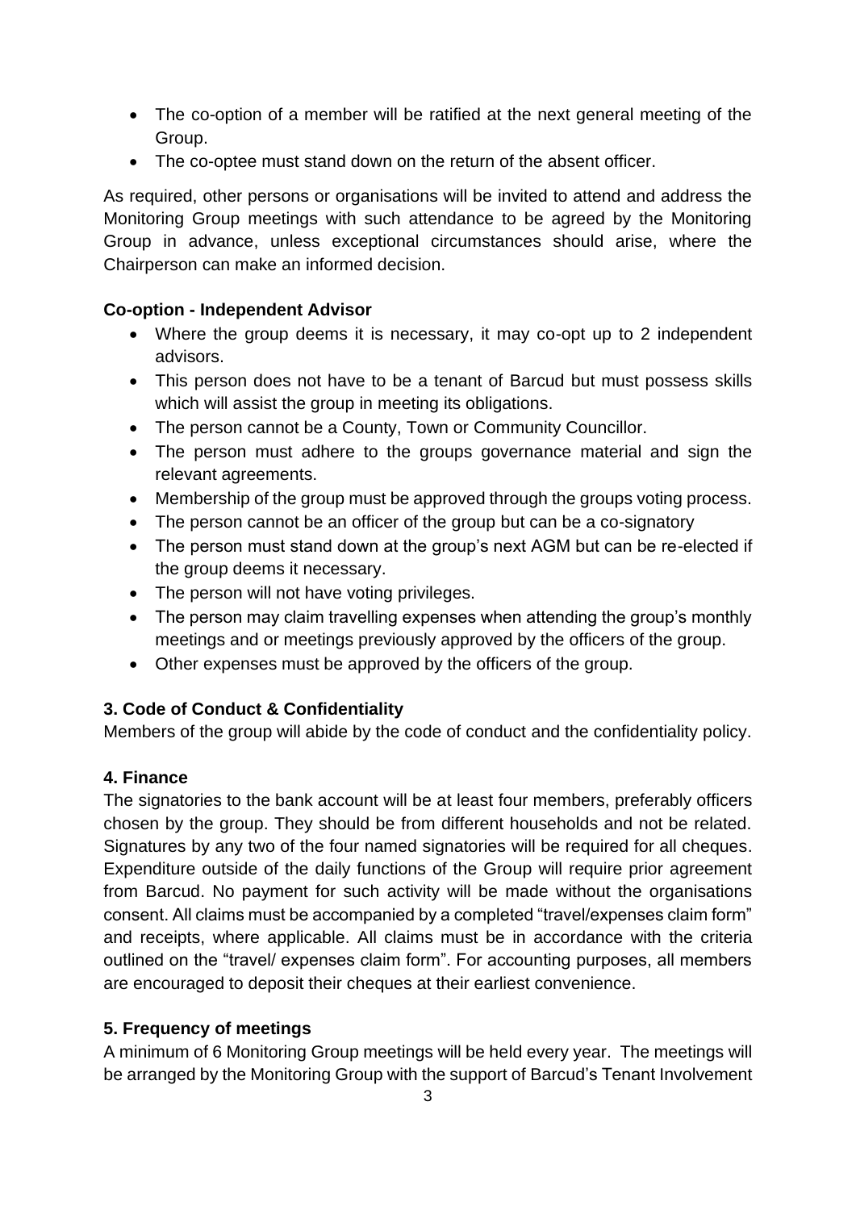- The co-option of a member will be ratified at the next general meeting of the Group.
- The co-optee must stand down on the return of the absent officer.

As required, other persons or organisations will be invited to attend and address the Monitoring Group meetings with such attendance to be agreed by the Monitoring Group in advance, unless exceptional circumstances should arise, where the Chairperson can make an informed decision.

**Co-option - Independent Advisor**

- Where the group deems it is necessary, it may co-opt up to 2 independent advisors.
- This person does not have to be a tenant of Barcud but must possess skills which will assist the group in meeting its obligations.
- The person cannot be a County, Town or Community Councillor.
- The person must adhere to the groups governance material and sign the relevant agreements.
- Membership of the group must be approved through the groups voting process.
- The person cannot be an officer of the group but can be a co-signatory
- The person must stand down at the group's next AGM but can be re-elected if the group deems it necessary.
- The person will not have voting privileges.
- The person may claim travelling expenses when attending the group's monthly meetings and or meetings previously approved by the officers of the group.
- Other expenses must be approved by the officers of the group.

### 3. Code of Conduct & Confidentiality

Members of the group will abide by the code of conduct and the confidentiality policy.

### 4. Finance

The signatories to the bank account will be at least four members, preferably officers chosen by the group. They should be from different households and not be related. Signatures by any two of the four named signatories will be required for all cheques. Expenditure outside of the daily functions of the Group will require prior agreement from Barcud. No payment for such activity will be made without the organisations consent. All claims must be accompanied by a completed "travel/expenses claim form" and receipts, where applicable. All claims must be in accordance with the criteria outlined on the "travel/ expenses claim form". For accounting purposes, all members are encouraged to deposit their cheques at their earliest convenience.

### 5. Frequency of meetings

A minimum of 6 Monitoring Group meetings will be held every year. The meetings will be arranged by the Monitoring Group with the support of Barcud's Tenant Involvement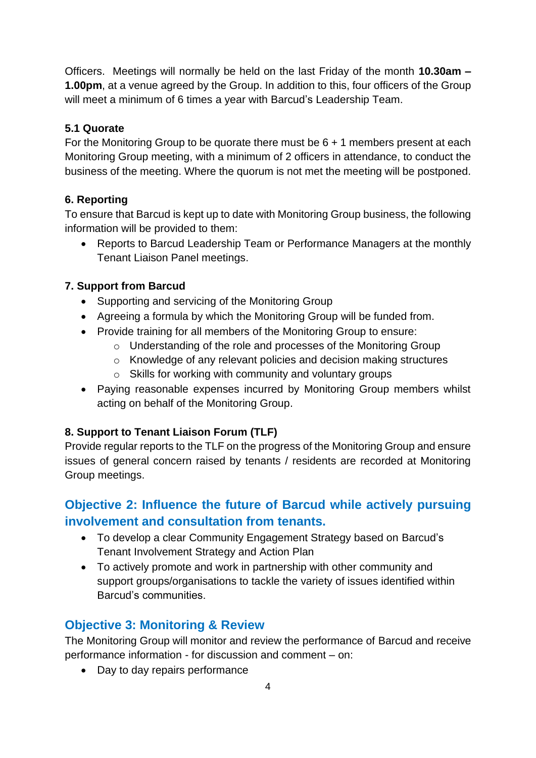Officers. Meetings will normally be held on the last Friday of the month **10.30am – 1.00pm**, at a venue agreed by the Group. In addition to this, four officers of the Group will meet a minimum of 6 times a year with Barcud's Leadership Team.

### 5.1 Quorate

For the Monitoring Group to be quorate there must be 6 + 1 members present at each Monitoring Group meeting, with a minimum of 2 officers in attendance, to conduct the business of the meeting. Where the quorum is not met the meeting will be postponed.

### 6. Reporting

To ensure that Barcud is kept up to date with Monitoring Group business, the following information will be provided to them:

- Reports to Barcud Leadership Team or Performance Managers at the monthly Tenant Liaison Panel meetings.

### 7. Support from Barcud

- Supporting and servicing of the Monitoring Group
- Agreeing a formula by which the Monitoring Group will be funded from.
- Provide training for all members of the Monitoring Group to ensure:
  - Understanding of the role and processes of the Monitoring Group
  - Knowledge of any relevant policies and decision making structures
  - Skills for working with community and voluntary groups
- Paying reasonable expenses incurred by Monitoring Group members whilst acting on behalf of the Monitoring Group.

### 8. Support to Tenant Liaison Forum (TLF)

Provide regular reports to the TLF on the progress of the Monitoring Group and ensure issues of general concern raised by tenants / residents are recorded at Monitoring Group meetings.

## Objective 2: Influence the future of Barcud while actively pursuing involvement and consultation from tenants.

- To develop a clear Community Engagement Strategy based on Barcud's Tenant Involvement Strategy and Action Plan
- To actively promote and work in partnership with other community and support groups/organisations to tackle the variety of issues identified within Barcud's communities.

## Objective 3: Monitoring & Review

The Monitoring Group will monitor and review the performance of Barcud and receive performance information - for discussion and comment – on:

- Day to day repairs performance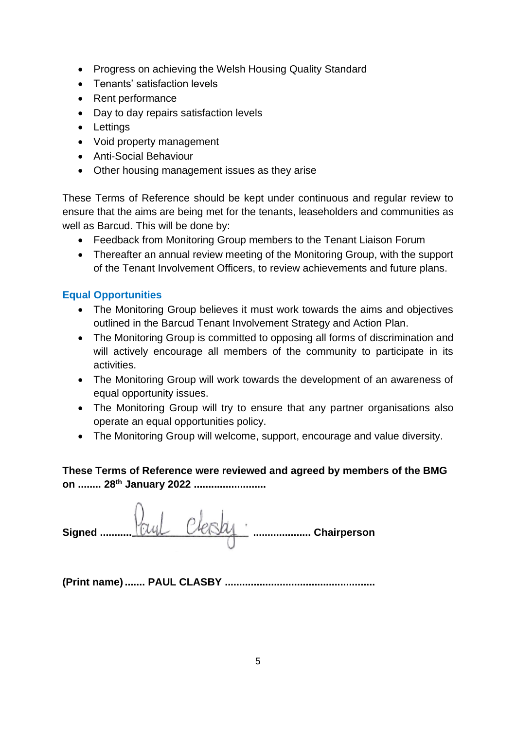- Progress on achieving the Welsh Housing Quality Standard
- Tenants' satisfaction levels
- Rent performance
- Day to day repairs satisfaction levels
- Lettings
- Void property management
- Anti-Social Behaviour
- Other housing management issues as they arise

These Terms of Reference should be kept under continuous and regular review to ensure that the aims are being met for the tenants, leaseholders and communities as well as Barcud. This will be done by:

- Feedback from Monitoring Group members to the Tenant Liaison Forum
- Thereafter an annual review meeting of the Monitoring Group, with the support of the Tenant Involvement Officers, to review achievements and future plans.

## Equal Opportunities

- The Monitoring Group believes it must work towards the aims and objectives outlined in the Barcud Tenant Involvement Strategy and Action Plan.
- The Monitoring Group is committed to opposing all forms of discrimination and will actively encourage all members of the community to participate in its activities.
- The Monitoring Group will work towards the development of an awareness of equal opportunity issues.
- The Monitoring Group will try to ensure that any partner organisations also operate an equal opportunities policy.
- The Monitoring Group will welcome, support, encourage and value diversity.

**These Terms of Reference were reviewed and agreed by members of the BMG on ........ 28th January 2022 .........................**

**Signed ........... Paul Clasby .................... Chairperson**

**(Print name) ....... PAUL CLASBY ...................................................**